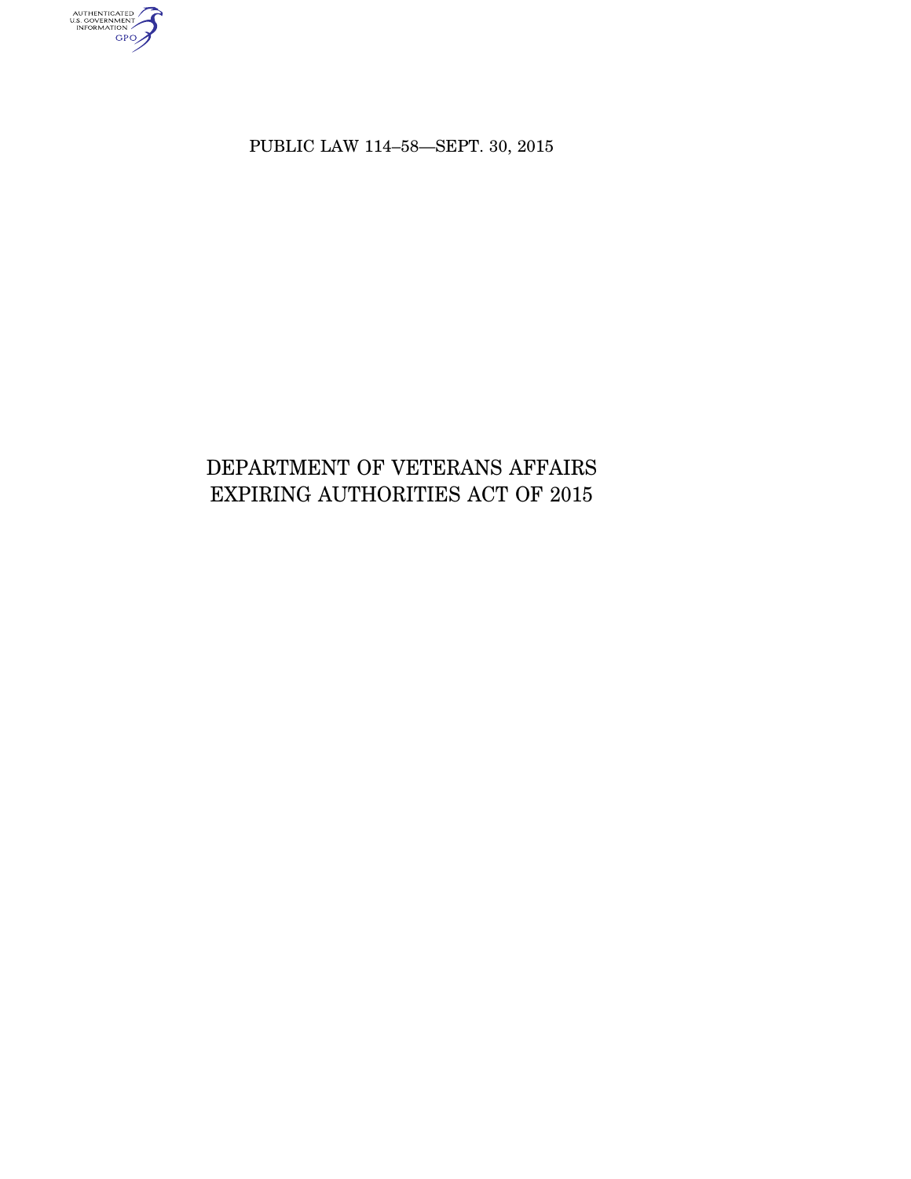PUBLIC LAW 114–58—SEPT. 30, 2015

# DEPARTMENT OF VETERANS AFFAIRS EXPIRING AUTHORITIES ACT OF 2015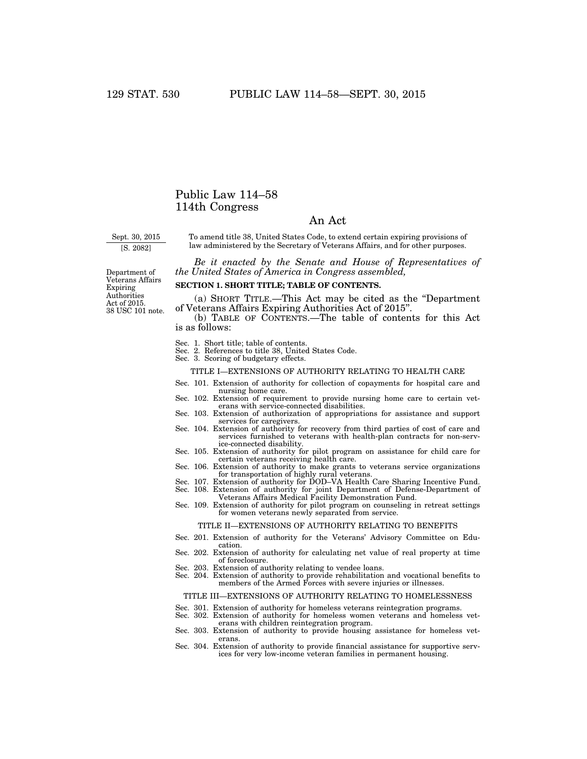# Public Law 114–58
# 114th Congress

## An Act

Sept. 30, 2015
[S. 2082]

To amend title 38, United States Code, to extend certain expiring provisions of law administered by the Secretary of Veterans Affairs, and for other purposes.

*Be it enacted by the Senate and House of Representatives of the United States of America in Congress assembled,*

Department of Veterans Affairs Expiring Authorities Act of 2015.
38 USC 101 note.

**SECTION 1. SHORT TITLE; TABLE OF CONTENTS.**

(a) SHORT TITLE.—This Act may be cited as the "Department of Veterans Affairs Expiring Authorities Act of 2015".

(b) TABLE OF CONTENTS.—The table of contents for this Act is as follows:

Sec. 1. Short title; table of contents.
Sec. 2. References to title 38, United States Code.
Sec. 3. Scoring of budgetary effects.

TITLE I—EXTENSIONS OF AUTHORITY RELATING TO HEALTH CARE

Sec. 101. Extension of authority for collection of copayments for hospital care and nursing home care.
Sec. 102. Extension of requirement to provide nursing home care to certain veterans with service-connected disabilities.
Sec. 103. Extension of authorization of appropriations for assistance and support services for caregivers.
Sec. 104. Extension of authority for recovery from third parties of cost of care and services furnished to veterans with health-plan contracts for non-service-connected disability.
Sec. 105. Extension of authority for pilot program on assistance for child care for certain veterans receiving health care.
Sec. 106. Extension of authority to make grants to veterans service organizations for transportation of highly rural veterans.
Sec. 107. Extension of authority for DOD–VA Health Care Sharing Incentive Fund.
Sec. 108. Extension of authority for joint Department of Defense-Department of Veterans Affairs Medical Facility Demonstration Fund.
Sec. 109. Extension of authority for pilot program on counseling in retreat settings for women veterans newly separated from service.

TITLE II—EXTENSIONS OF AUTHORITY RELATING TO BENEFITS

Sec. 201. Extension of authority for the Veterans' Advisory Committee on Education.
Sec. 202. Extension of authority for calculating net value of real property at time of foreclosure.
Sec. 203. Extension of authority relating to vendee loans.
Sec. 204. Extension of authority to provide rehabilitation and vocational benefits to members of the Armed Forces with severe injuries or illnesses.

TITLE III—EXTENSIONS OF AUTHORITY RELATING TO HOMELESSNESS

Sec. 301. Extension of authority for homeless veterans reintegration programs.
Sec. 302. Extension of authority for homeless women veterans and homeless veterans with children reintegration program.
Sec. 303. Extension of authority to provide housing assistance for homeless veterans.
Sec. 304. Extension of authority to provide financial assistance for supportive services for very low-income veteran families in permanent housing.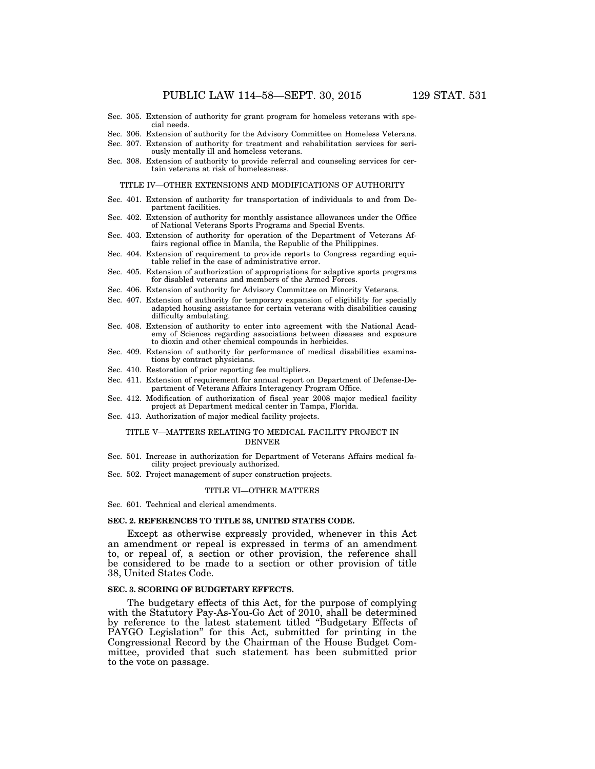Sec. 305. Extension of authority for grant program for homeless veterans with special needs.
Sec. 306. Extension of authority for the Advisory Committee on Homeless Veterans.
Sec. 307. Extension of authority for treatment and rehabilitation services for seriously mentally ill and homeless veterans.
Sec. 308. Extension of authority to provide referral and counseling services for certain veterans at risk of homelessness.

TITLE IV—OTHER EXTENSIONS AND MODIFICATIONS OF AUTHORITY

Sec. 401. Extension of authority for transportation of individuals to and from Department facilities.
Sec. 402. Extension of authority for monthly assistance allowances under the Office of National Veterans Sports Programs and Special Events.
Sec. 403. Extension of authority for operation of the Department of Veterans Affairs regional office in Manila, the Republic of the Philippines.
Sec. 404. Extension of requirement to provide reports to Congress regarding equitable relief in the case of administrative error.
Sec. 405. Extension of authorization of appropriations for adaptive sports programs for disabled veterans and members of the Armed Forces.
Sec. 406. Extension of authority for Advisory Committee on Minority Veterans.
Sec. 407. Extension of authority for temporary expansion of eligibility for specially adapted housing assistance for certain veterans with disabilities causing difficulty ambulating.
Sec. 408. Extension of authority to enter into agreement with the National Academy of Sciences regarding associations between diseases and exposure to dioxin and other chemical compounds in herbicides.
Sec. 409. Extension of authority for performance of medical disabilities examinations by contract physicians.
Sec. 410. Restoration of prior reporting fee multipliers.
Sec. 411. Extension of requirement for annual report on Department of Defense-Department of Veterans Affairs Interagency Program Office.
Sec. 412. Modification of authorization of fiscal year 2008 major medical facility project at Department medical center in Tampa, Florida.
Sec. 413. Authorization of major medical facility projects.

TITLE V—MATTERS RELATING TO MEDICAL FACILITY PROJECT IN DENVER

Sec. 501. Increase in authorization for Department of Veterans Affairs medical facility project previously authorized.
Sec. 502. Project management of super construction projects.

TITLE VI—OTHER MATTERS

Sec. 601. Technical and clerical amendments.

**SEC. 2. REFERENCES TO TITLE 38, UNITED STATES CODE.**

Except as otherwise expressly provided, whenever in this Act an amendment or repeal is expressed in terms of an amendment to, or repeal of, a section or other provision, the reference shall be considered to be made to a section or other provision of title 38, United States Code.

**SEC. 3. SCORING OF BUDGETARY EFFECTS.**

The budgetary effects of this Act, for the purpose of complying with the Statutory Pay-As-You-Go Act of 2010, shall be determined by reference to the latest statement titled "Budgetary Effects of PAYGO Legislation" for this Act, submitted for printing in the Congressional Record by the Chairman of the House Budget Committee, provided that such statement has been submitted prior to the vote on passage.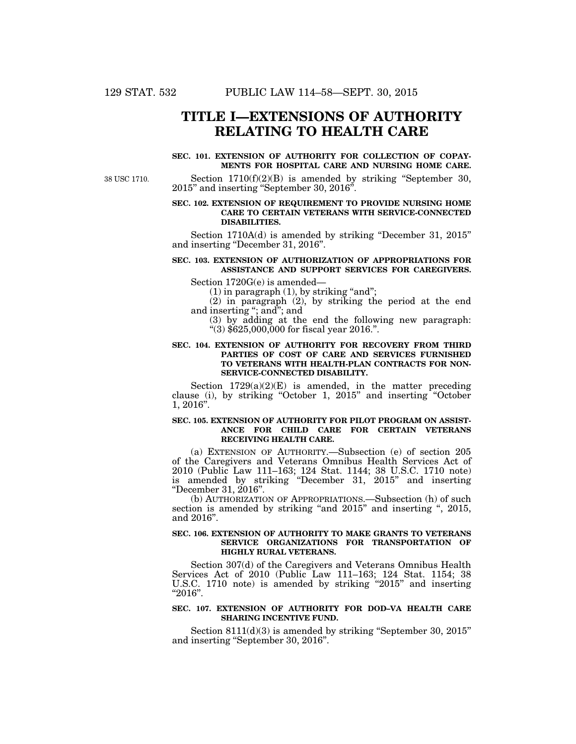# TITLE I—EXTENSIONS OF AUTHORITY RELATING TO HEALTH CARE

**SEC. 101. EXTENSION OF AUTHORITY FOR COLLECTION OF COPAYMENTS FOR HOSPITAL CARE AND NURSING HOME CARE.**

38 USC 1710.

Section 1710(f)(2)(B) is amended by striking "September 30, 2015" and inserting "September 30, 2016".

**SEC. 102. EXTENSION OF REQUIREMENT TO PROVIDE NURSING HOME CARE TO CERTAIN VETERANS WITH SERVICE-CONNECTED DISABILITIES.**

Section 1710A(d) is amended by striking "December 31, 2015" and inserting "December 31, 2016".

**SEC. 103. EXTENSION OF AUTHORIZATION OF APPROPRIATIONS FOR ASSISTANCE AND SUPPORT SERVICES FOR CAREGIVERS.**

Section 1720G(e) is amended—

(1) in paragraph (1), by striking "and";

(2) in paragraph (2), by striking the period at the end and inserting "; and"; and

(3) by adding at the end the following new paragraph:

"(3) $625,000,000 for fiscal year 2016.".

**SEC. 104. EXTENSION OF AUTHORITY FOR RECOVERY FROM THIRD PARTIES OF COST OF CARE AND SERVICES FURNISHED TO VETERANS WITH HEALTH-PLAN CONTRACTS FOR NON-SERVICE-CONNECTED DISABILITY.**

Section 1729(a)(2)(E) is amended, in the matter preceding clause (i), by striking "October 1, 2015" and inserting "October 1, 2016".

**SEC. 105. EXTENSION OF AUTHORITY FOR PILOT PROGRAM ON ASSISTANCE FOR CHILD CARE FOR CERTAIN VETERANS RECEIVING HEALTH CARE.**

(a) EXTENSION OF AUTHORITY.—Subsection (e) of section 205 of the Caregivers and Veterans Omnibus Health Services Act of 2010 (Public Law 111–163; 124 Stat. 1144; 38 U.S.C. 1710 note) is amended by striking "December 31, 2015" and inserting "December 31, 2016".

(b) AUTHORIZATION OF APPROPRIATIONS.—Subsection (h) of such section is amended by striking "and 2015" and inserting ", 2015, and 2016".

**SEC. 106. EXTENSION OF AUTHORITY TO MAKE GRANTS TO VETERANS SERVICE ORGANIZATIONS FOR TRANSPORTATION OF HIGHLY RURAL VETERANS.**

Section 307(d) of the Caregivers and Veterans Omnibus Health Services Act of 2010 (Public Law 111–163; 124 Stat. 1154; 38 U.S.C. 1710 note) is amended by striking "2015" and inserting "2016".

**SEC. 107. EXTENSION OF AUTHORITY FOR DOD–VA HEALTH CARE SHARING INCENTIVE FUND.**

Section 8111(d)(3) is amended by striking "September 30, 2015" and inserting "September 30, 2016".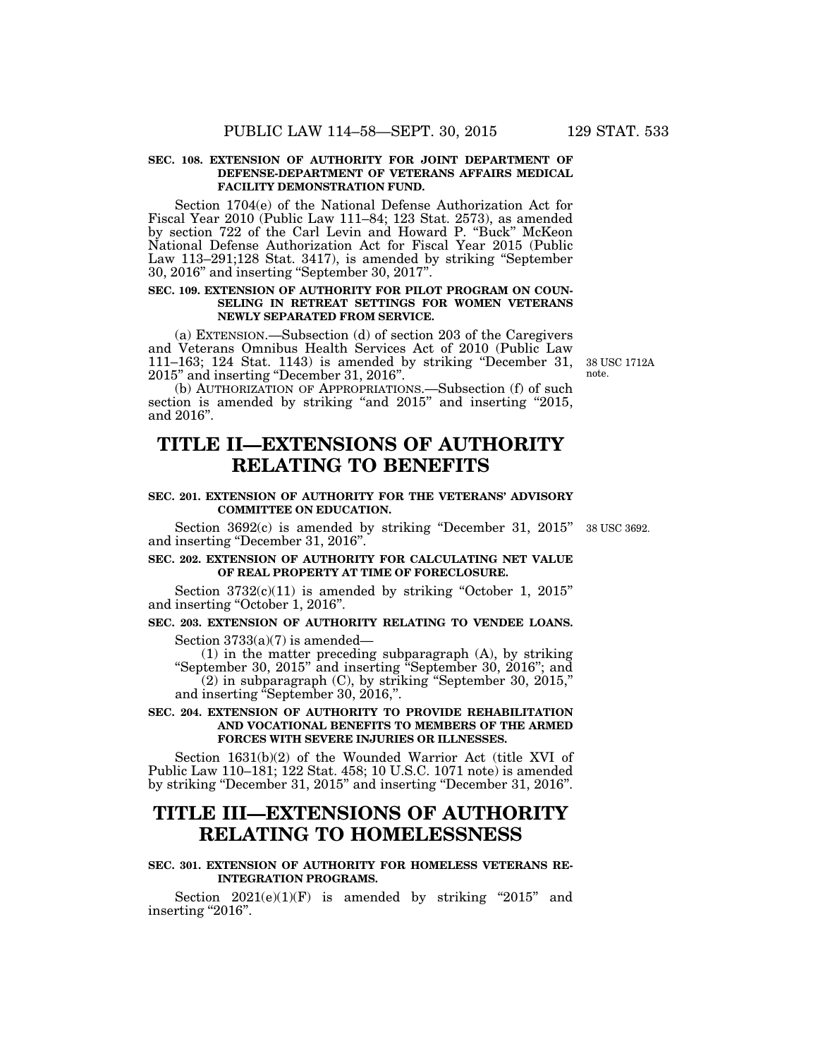**SEC. 108. EXTENSION OF AUTHORITY FOR JOINT DEPARTMENT OF DEFENSE-DEPARTMENT OF VETERANS AFFAIRS MEDICAL FACILITY DEMONSTRATION FUND.**

Section 1704(e) of the National Defense Authorization Act for Fiscal Year 2010 (Public Law 111–84; 123 Stat. 2573), as amended by section 722 of the Carl Levin and Howard P. "Buck" McKeon National Defense Authorization Act for Fiscal Year 2015 (Public Law 113–291;128 Stat. 3417), is amended by striking "September 30, 2016" and inserting "September 30, 2017".

**SEC. 109. EXTENSION OF AUTHORITY FOR PILOT PROGRAM ON COUNSELING IN RETREAT SETTINGS FOR WOMEN VETERANS NEWLY SEPARATED FROM SERVICE.**

(a) EXTENSION.—Subsection (d) of section 203 of the Caregivers and Veterans Omnibus Health Services Act of 2010 (Public Law 111–163; 124 Stat. 1143) is amended by striking "December 31, 2015" and inserting "December 31, 2016".

38 USC 1712A note.

(b) AUTHORIZATION OF APPROPRIATIONS.—Subsection (f) of such section is amended by striking "and 2015" and inserting "2015, and 2016".

# TITLE II—EXTENSIONS OF AUTHORITY RELATING TO BENEFITS

**SEC. 201. EXTENSION OF AUTHORITY FOR THE VETERANS' ADVISORY COMMITTEE ON EDUCATION.**

Section 3692(c) is amended by striking "December 31, 2015" and inserting "December 31, 2016".

38 USC 3692.

**SEC. 202. EXTENSION OF AUTHORITY FOR CALCULATING NET VALUE OF REAL PROPERTY AT TIME OF FORECLOSURE.**

Section 3732(c)(11) is amended by striking "October 1, 2015" and inserting "October 1, 2016".

**SEC. 203. EXTENSION OF AUTHORITY RELATING TO VENDEE LOANS.**

Section 3733(a)(7) is amended—

(1) in the matter preceding subparagraph (A), by striking "September 30, 2015" and inserting "September 30, 2016"; and

(2) in subparagraph (C), by striking "September 30, 2015," and inserting "September 30, 2016,".

**SEC. 204. EXTENSION OF AUTHORITY TO PROVIDE REHABILITATION AND VOCATIONAL BENEFITS TO MEMBERS OF THE ARMED FORCES WITH SEVERE INJURIES OR ILLNESSES.**

Section 1631(b)(2) of the Wounded Warrior Act (title XVI of Public Law 110–181; 122 Stat. 458; 10 U.S.C. 1071 note) is amended by striking "December 31, 2015" and inserting "December 31, 2016".

# TITLE III—EXTENSIONS OF AUTHORITY RELATING TO HOMELESSNESS

**SEC. 301. EXTENSION OF AUTHORITY FOR HOMELESS VETERANS REINTEGRATION PROGRAMS.**

Section 2021(e)(1)(F) is amended by striking "2015" and inserting "2016".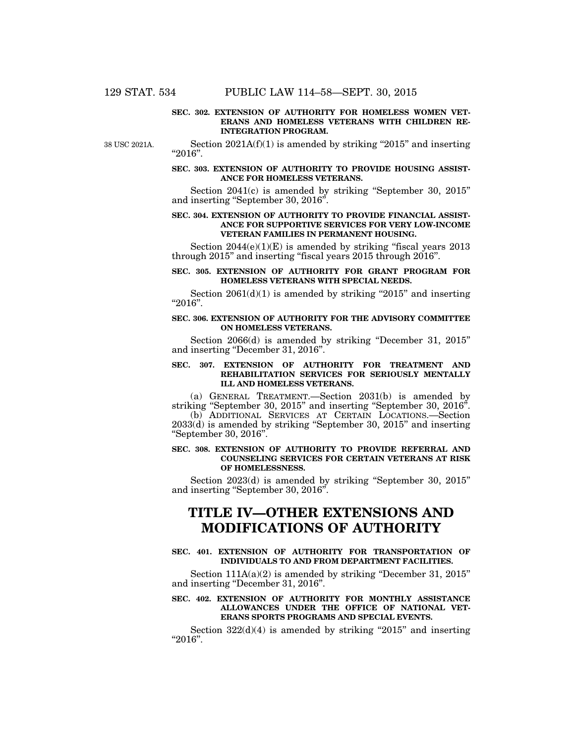**SEC. 302. EXTENSION OF AUTHORITY FOR HOMELESS WOMEN VETERANS AND HOMELESS VETERANS WITH CHILDREN REINTEGRATION PROGRAM.**

38 USC 2021A.

Section 2021A(f)(1) is amended by striking "2015" and inserting "2016".

**SEC. 303. EXTENSION OF AUTHORITY TO PROVIDE HOUSING ASSISTANCE FOR HOMELESS VETERANS.**

Section 2041(c) is amended by striking "September 30, 2015" and inserting "September 30, 2016".

**SEC. 304. EXTENSION OF AUTHORITY TO PROVIDE FINANCIAL ASSISTANCE FOR SUPPORTIVE SERVICES FOR VERY LOW-INCOME VETERAN FAMILIES IN PERMANENT HOUSING.**

Section 2044(e)(1)(E) is amended by striking "fiscal years 2013 through 2015" and inserting "fiscal years 2015 through 2016".

**SEC. 305. EXTENSION OF AUTHORITY FOR GRANT PROGRAM FOR HOMELESS VETERANS WITH SPECIAL NEEDS.**

Section 2061(d)(1) is amended by striking "2015" and inserting "2016".

**SEC. 306. EXTENSION OF AUTHORITY FOR THE ADVISORY COMMITTEE ON HOMELESS VETERANS.**

Section 2066(d) is amended by striking "December 31, 2015" and inserting "December 31, 2016".

**SEC. 307. EXTENSION OF AUTHORITY FOR TREATMENT AND REHABILITATION SERVICES FOR SERIOUSLY MENTALLY ILL AND HOMELESS VETERANS.**

(a) GENERAL TREATMENT.—Section 2031(b) is amended by striking "September 30, 2015" and inserting "September 30, 2016".

(b) ADDITIONAL SERVICES AT CERTAIN LOCATIONS.—Section 2033(d) is amended by striking "September 30, 2015" and inserting "September 30, 2016".

**SEC. 308. EXTENSION OF AUTHORITY TO PROVIDE REFERRAL AND COUNSELING SERVICES FOR CERTAIN VETERANS AT RISK OF HOMELESSNESS.**

Section 2023(d) is amended by striking "September 30, 2015" and inserting "September 30, 2016".

# TITLE IV—OTHER EXTENSIONS AND MODIFICATIONS OF AUTHORITY

**SEC. 401. EXTENSION OF AUTHORITY FOR TRANSPORTATION OF INDIVIDUALS TO AND FROM DEPARTMENT FACILITIES.**

Section 111A(a)(2) is amended by striking "December 31, 2015" and inserting "December 31, 2016".

**SEC. 402. EXTENSION OF AUTHORITY FOR MONTHLY ASSISTANCE ALLOWANCES UNDER THE OFFICE OF NATIONAL VETERANS SPORTS PROGRAMS AND SPECIAL EVENTS.**

Section 322(d)(4) is amended by striking "2015" and inserting "2016".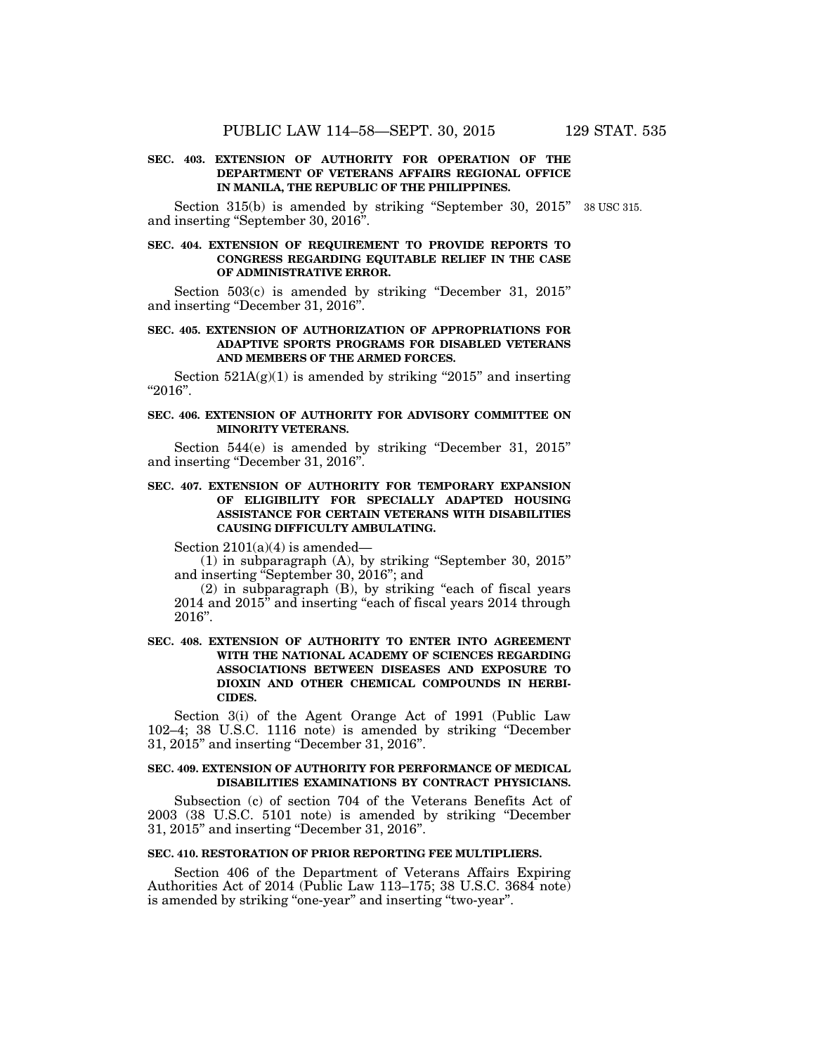**SEC. 403. EXTENSION OF AUTHORITY FOR OPERATION OF THE DEPARTMENT OF VETERANS AFFAIRS REGIONAL OFFICE IN MANILA, THE REPUBLIC OF THE PHILIPPINES.**

Section 315(b) is amended by striking "September 30, 2015" and inserting "September 30, 2016".

38 USC 315.

**SEC. 404. EXTENSION OF REQUIREMENT TO PROVIDE REPORTS TO CONGRESS REGARDING EQUITABLE RELIEF IN THE CASE OF ADMINISTRATIVE ERROR.**

Section 503(c) is amended by striking "December 31, 2015" and inserting "December 31, 2016".

**SEC. 405. EXTENSION OF AUTHORIZATION OF APPROPRIATIONS FOR ADAPTIVE SPORTS PROGRAMS FOR DISABLED VETERANS AND MEMBERS OF THE ARMED FORCES.**

Section 521A(g)(1) is amended by striking "2015" and inserting "2016".

**SEC. 406. EXTENSION OF AUTHORITY FOR ADVISORY COMMITTEE ON MINORITY VETERANS.**

Section 544(e) is amended by striking "December 31, 2015" and inserting "December 31, 2016".

**SEC. 407. EXTENSION OF AUTHORITY FOR TEMPORARY EXPANSION OF ELIGIBILITY FOR SPECIALLY ADAPTED HOUSING ASSISTANCE FOR CERTAIN VETERANS WITH DISABILITIES CAUSING DIFFICULTY AMBULATING.**

Section 2101(a)(4) is amended—

(1) in subparagraph (A), by striking "September 30, 2015" and inserting "September 30, 2016"; and

(2) in subparagraph (B), by striking "each of fiscal years 2014 and 2015" and inserting "each of fiscal years 2014 through 2016".

**SEC. 408. EXTENSION OF AUTHORITY TO ENTER INTO AGREEMENT WITH THE NATIONAL ACADEMY OF SCIENCES REGARDING ASSOCIATIONS BETWEEN DISEASES AND EXPOSURE TO DIOXIN AND OTHER CHEMICAL COMPOUNDS IN HERBICIDES.**

Section 3(i) of the Agent Orange Act of 1991 (Public Law 102–4; 38 U.S.C. 1116 note) is amended by striking "December 31, 2015" and inserting "December 31, 2016".

**SEC. 409. EXTENSION OF AUTHORITY FOR PERFORMANCE OF MEDICAL DISABILITIES EXAMINATIONS BY CONTRACT PHYSICIANS.**

Subsection (c) of section 704 of the Veterans Benefits Act of 2003 (38 U.S.C. 5101 note) is amended by striking "December 31, 2015" and inserting "December 31, 2016".

**SEC. 410. RESTORATION OF PRIOR REPORTING FEE MULTIPLIERS.**

Section 406 of the Department of Veterans Affairs Expiring Authorities Act of 2014 (Public Law 113–175; 38 U.S.C. 3684 note) is amended by striking "one-year" and inserting "two-year".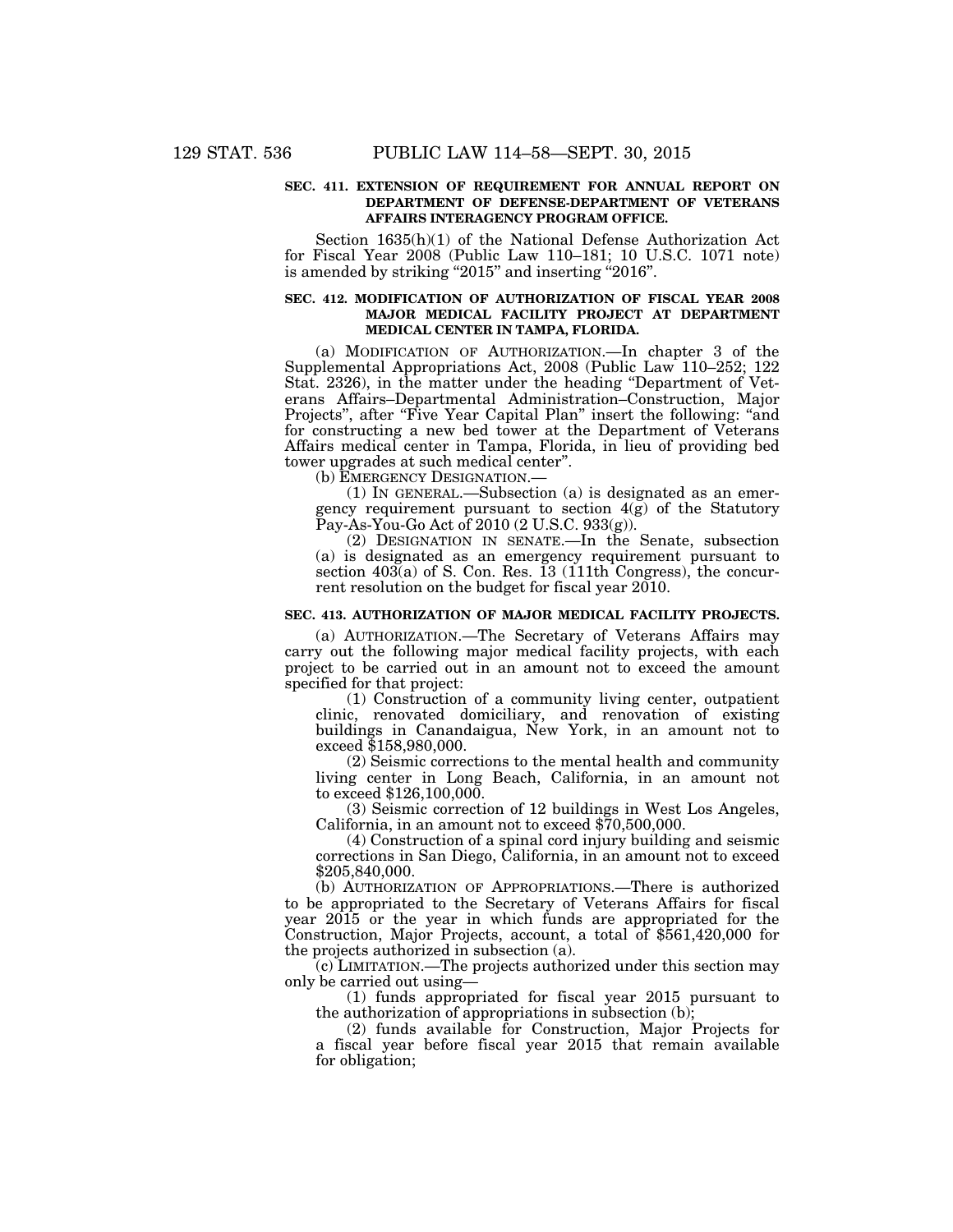### SEC. 411. EXTENSION OF REQUIREMENT FOR ANNUAL REPORT ON DEPARTMENT OF DEFENSE-DEPARTMENT OF VETERANS AFFAIRS INTERAGENCY PROGRAM OFFICE.

Section 1635(h)(1) of the National Defense Authorization Act for Fiscal Year 2008 (Public Law 110–181; 10 U.S.C. 1071 note) is amended by striking "2015" and inserting "2016".

### SEC. 412. MODIFICATION OF AUTHORIZATION OF FISCAL YEAR 2008 MAJOR MEDICAL FACILITY PROJECT AT DEPARTMENT MEDICAL CENTER IN TAMPA, FLORIDA.

(a) MODIFICATION OF AUTHORIZATION.—In chapter 3 of the Supplemental Appropriations Act, 2008 (Public Law 110–252; 122 Stat. 2326), in the matter under the heading "Department of Veterans Affairs–Departmental Administration–Construction, Major Projects", after "Five Year Capital Plan" insert the following: "and for constructing a new bed tower at the Department of Veterans Affairs medical center in Tampa, Florida, in lieu of providing bed tower upgrades at such medical center".

(b) EMERGENCY DESIGNATION.—

(1) IN GENERAL.—Subsection (a) is designated as an emergency requirement pursuant to section 4(g) of the Statutory Pay-As-You-Go Act of 2010 (2 U.S.C. 933(g)).

(2) DESIGNATION IN SENATE.—In the Senate, subsection (a) is designated as an emergency requirement pursuant to section 403(a) of S. Con. Res. 13 (111th Congress), the concurrent resolution on the budget for fiscal year 2010.

### SEC. 413. AUTHORIZATION OF MAJOR MEDICAL FACILITY PROJECTS.

(a) AUTHORIZATION.—The Secretary of Veterans Affairs may carry out the following major medical facility projects, with each project to be carried out in an amount not to exceed the amount specified for that project:

(1) Construction of a community living center, outpatient clinic, renovated domiciliary, and renovation of existing buildings in Canandaigua, New York, in an amount not to exceed $158,980,000.

(2) Seismic corrections to the mental health and community living center in Long Beach, California, in an amount not to exceed $126,100,000.

(3) Seismic correction of 12 buildings in West Los Angeles, California, in an amount not to exceed $70,500,000.

(4) Construction of a spinal cord injury building and seismic corrections in San Diego, California, in an amount not to exceed $205,840,000.

(b) AUTHORIZATION OF APPROPRIATIONS.—There is authorized to be appropriated to the Secretary of Veterans Affairs for fiscal year 2015 or the year in which funds are appropriated for the Construction, Major Projects, account, a total of $561,420,000 for the projects authorized in subsection (a).

(c) LIMITATION.—The projects authorized under this section may only be carried out using—

(1) funds appropriated for fiscal year 2015 pursuant to the authorization of appropriations in subsection (b);

(2) funds available for Construction, Major Projects for a fiscal year before fiscal year 2015 that remain available for obligation;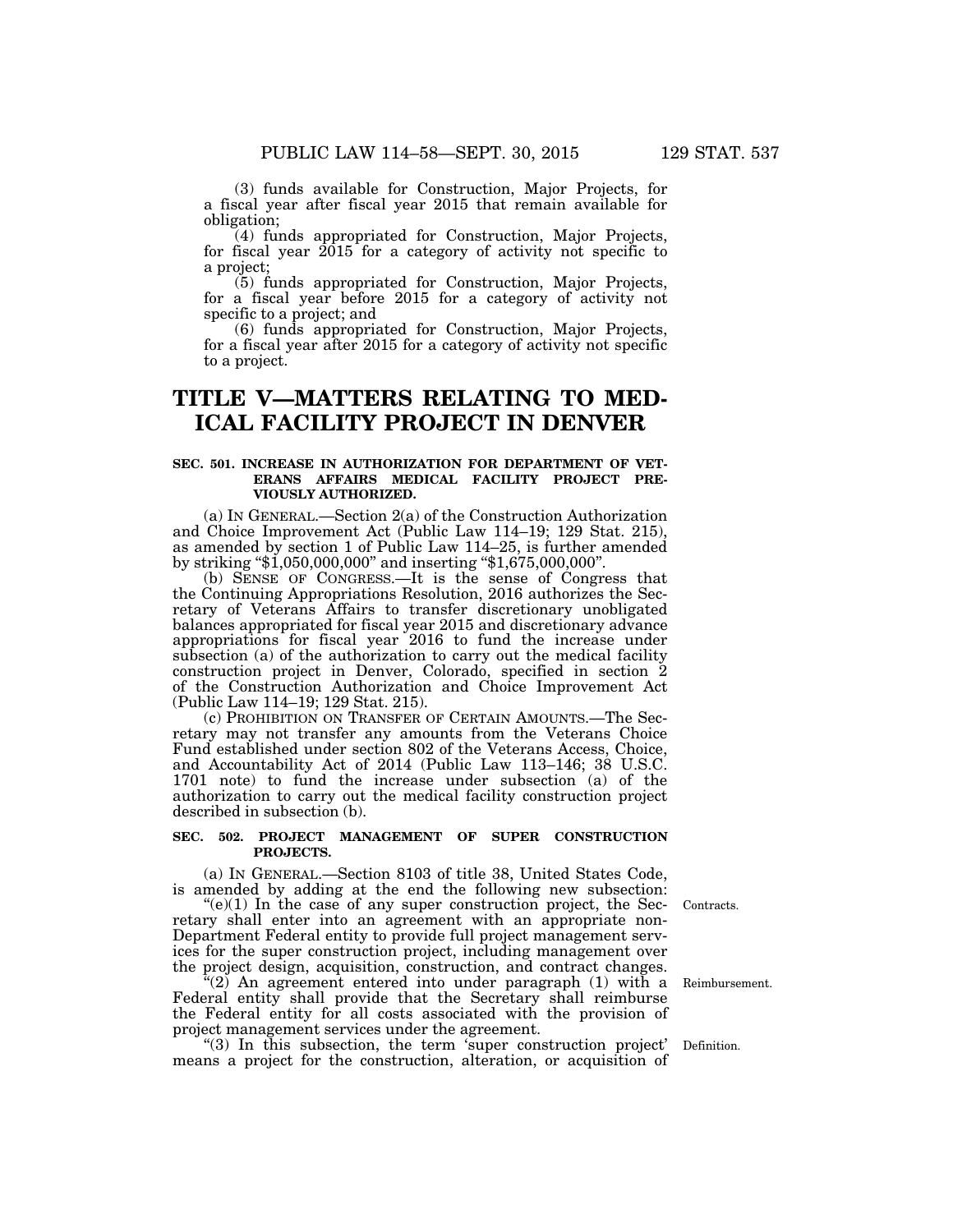(3) funds available for Construction, Major Projects, for a fiscal year after fiscal year 2015 that remain available for obligation;

(4) funds appropriated for Construction, Major Projects, for fiscal year 2015 for a category of activity not specific to a project;

(5) funds appropriated for Construction, Major Projects, for a fiscal year before 2015 for a category of activity not specific to a project; and

(6) funds appropriated for Construction, Major Projects, for a fiscal year after 2015 for a category of activity not specific to a project.

# TITLE V—MATTERS RELATING TO MEDICAL FACILITY PROJECT IN DENVER

### SEC. 501. INCREASE IN AUTHORIZATION FOR DEPARTMENT OF VETERANS AFFAIRS MEDICAL FACILITY PROJECT PREVIOUSLY AUTHORIZED.

(a) IN GENERAL.—Section 2(a) of the Construction Authorization and Choice Improvement Act (Public Law 114–19; 129 Stat. 215), as amended by section 1 of Public Law 114–25, is further amended by striking "$1,050,000,000" and inserting "$1,675,000,000".

(b) SENSE OF CONGRESS.—It is the sense of Congress that the Continuing Appropriations Resolution, 2016 authorizes the Secretary of Veterans Affairs to transfer discretionary unobligated balances appropriated for fiscal year 2015 and discretionary advance appropriations for fiscal year 2016 to fund the increase under subsection (a) of the authorization to carry out the medical facility construction project in Denver, Colorado, specified in section 2 of the Construction Authorization and Choice Improvement Act (Public Law 114–19; 129 Stat. 215).

(c) PROHIBITION ON TRANSFER OF CERTAIN AMOUNTS.—The Secretary may not transfer any amounts from the Veterans Choice Fund established under section 802 of the Veterans Access, Choice, and Accountability Act of 2014 (Public Law 113–146; 38 U.S.C. 1701 note) to fund the increase under subsection (a) of the authorization to carry out the medical facility construction project described in subsection (b).

### SEC. 502. PROJECT MANAGEMENT OF SUPER CONSTRUCTION PROJECTS.

(a) IN GENERAL.—Section 8103 of title 38, United States Code, is amended by adding at the end the following new subsection:

Contracts.

"(e)(1) In the case of any super construction project, the Secretary shall enter into an agreement with an appropriate non-Department Federal entity to provide full project management services for the super construction project, including management over the project design, acquisition, construction, and contract changes.

Reimbursement.

"(2) An agreement entered into under paragraph (1) with a Federal entity shall provide that the Secretary shall reimburse the Federal entity for all costs associated with the provision of project management services under the agreement.

Definition.

"(3) In this subsection, the term 'super construction project' means a project for the construction, alteration, or acquisition of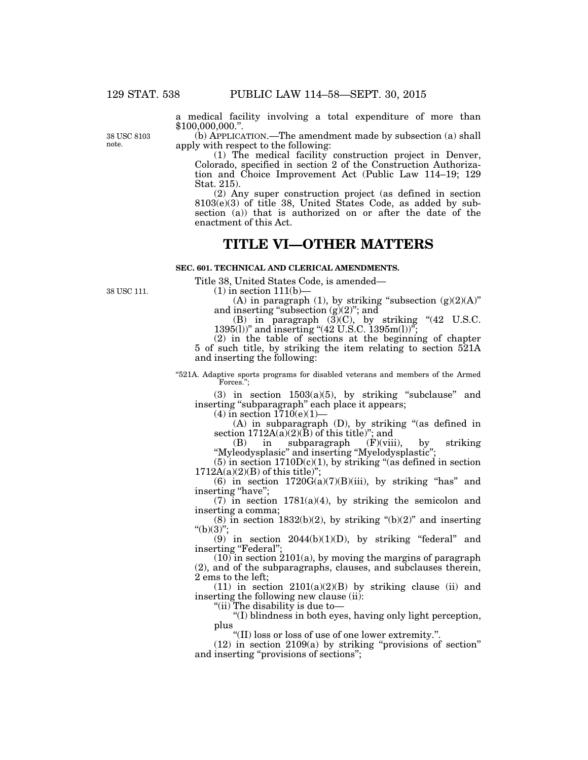a medical facility involving a total expenditure of more than $100,000,000.".

38 USC 8103 note.

(b) APPLICATION.—The amendment made by subsection (a) shall apply with respect to the following:

(1) The medical facility construction project in Denver, Colorado, specified in section 2 of the Construction Authorization and Choice Improvement Act (Public Law 114–19; 129 Stat. 215).

(2) Any super construction project (as defined in section 8103(e)(3) of title 38, United States Code, as added by subsection (a)) that is authorized on or after the date of the enactment of this Act.

# TITLE VI—OTHER MATTERS

### SEC. 601. TECHNICAL AND CLERICAL AMENDMENTS.

Title 38, United States Code, is amended—

38 USC 111.

(1) in section 111(b)—

(A) in paragraph (1), by striking "subsection (g)(2)(A)" and inserting "subsection (g)(2)"; and

(B) in paragraph (3)(C), by striking "(42 U.S.C. 1395(l))" and inserting "(42 U.S.C. 1395m(l))";

(2) in the table of sections at the beginning of chapter 5 of such title, by striking the item relating to section 521A and inserting the following:

"521A. Adaptive sports programs for disabled veterans and members of the Armed Forces.";

(3) in section 1503(a)(5), by striking "subclause" and inserting "subparagraph" each place it appears;

(4) in section 1710(e)(1)—

(A) in subparagraph (D), by striking "(as defined in section 1712A(a)(2)(B) of this title)"; and

(B) in subparagraph (F)(viii), by striking "Myleodysplasic" and inserting "Myelodysplastic";

(5) in section 1710D(c)(1), by striking "(as defined in section 1712A(a)(2)(B) of this title)";

(6) in section 1720G(a)(7)(B)(iii), by striking "has" and inserting "have";

(7) in section 1781(a)(4), by striking the semicolon and inserting a comma;

(8) in section 1832(b)(2), by striking "(b)(2)" and inserting "(b)(3)";

(9) in section 2044(b)(1)(D), by striking "federal" and inserting "Federal";

(10) in section 2101(a), by moving the margins of paragraph (2), and of the subparagraphs, clauses, and subclauses therein, 2 ems to the left;

(11) in section 2101(a)(2)(B) by striking clause (ii) and inserting the following new clause (ii):

"(ii) The disability is due to—

"(I) blindness in both eyes, having only light perception, plus

"(II) loss or loss of use of one lower extremity.".

(12) in section 2109(a) by striking "provisions of section" and inserting "provisions of sections";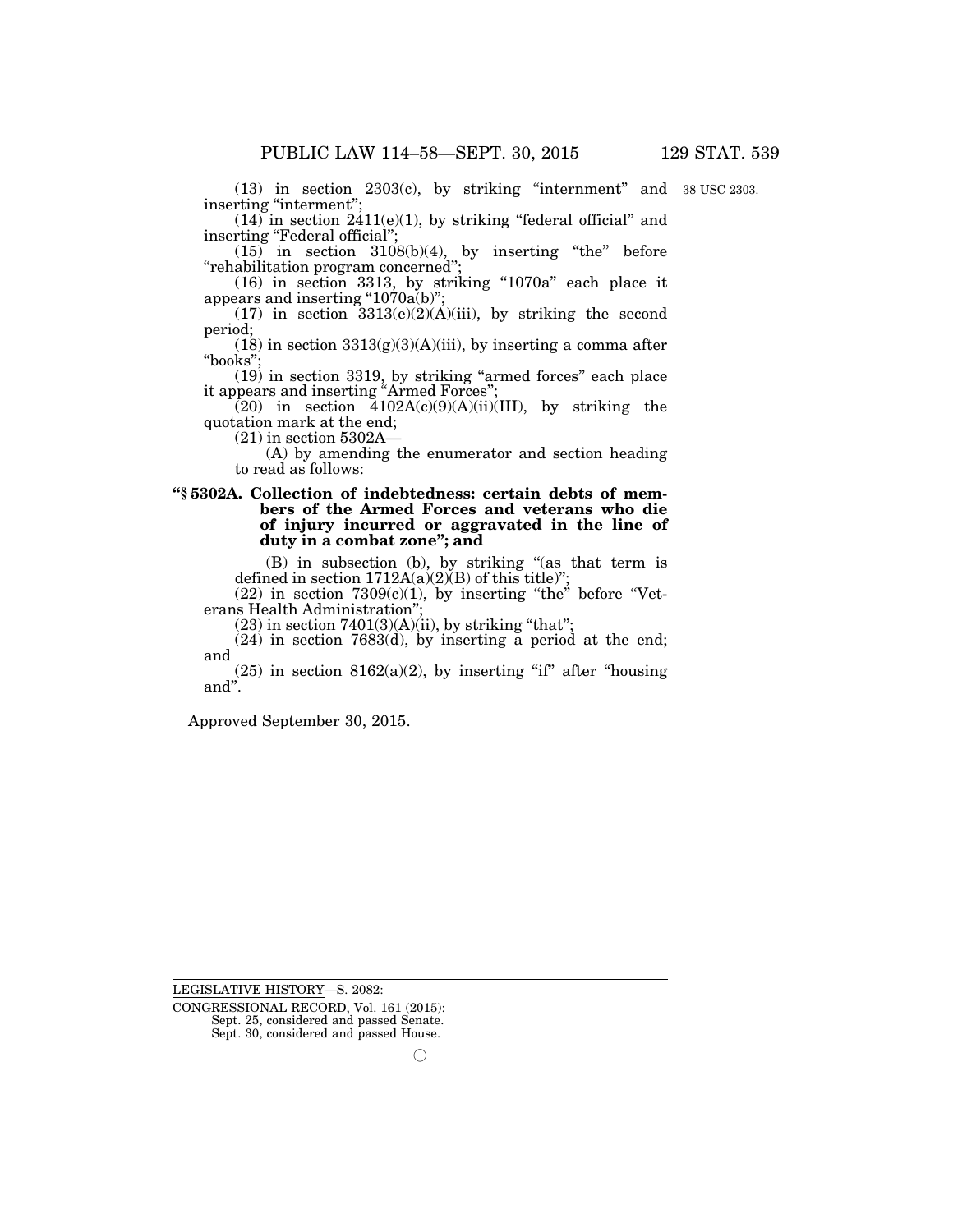38 USC 2303.

(13) in section 2303(c), by striking "internment" and inserting "interment";

(14) in section 2411(e)(1), by striking "federal official" and inserting "Federal official";

(15) in section 3108(b)(4), by inserting "the" before "rehabilitation program concerned";

(16) in section 3313, by striking "1070a" each place it appears and inserting "1070a(b)";

(17) in section 3313(e)(2)(A)(iii), by striking the second period;

(18) in section 3313(g)(3)(A)(iii), by inserting a comma after "books";

(19) in section 3319, by striking "armed forces" each place it appears and inserting "Armed Forces";

(20) in section 4102A(c)(9)(A)(ii)(III), by striking the quotation mark at the end;

(21) in section 5302A—

(A) by amending the enumerator and section heading to read as follows:

**"§ 5302A. Collection of indebtedness: certain debts of members of the Armed Forces and veterans who die of injury incurred or aggravated in the line of duty in a combat zone"; and**

(B) in subsection (b), by striking "(as that term is defined in section 1712A(a)(2)(B) of this title)";

(22) in section 7309(c)(1), by inserting "the" before "Veterans Health Administration";

(23) in section 7401(3)(A)(ii), by striking "that";

(24) in section 7683(d), by inserting a period at the end; and

(25) in section 8162(a)(2), by inserting "if" after "housing and".

Approved September 30, 2015.

LEGISLATIVE HISTORY—S. 2082:

CONGRESSIONAL RECORD, Vol. 161 (2015):
Sept. 25, considered and passed Senate.
Sept. 30, considered and passed House.